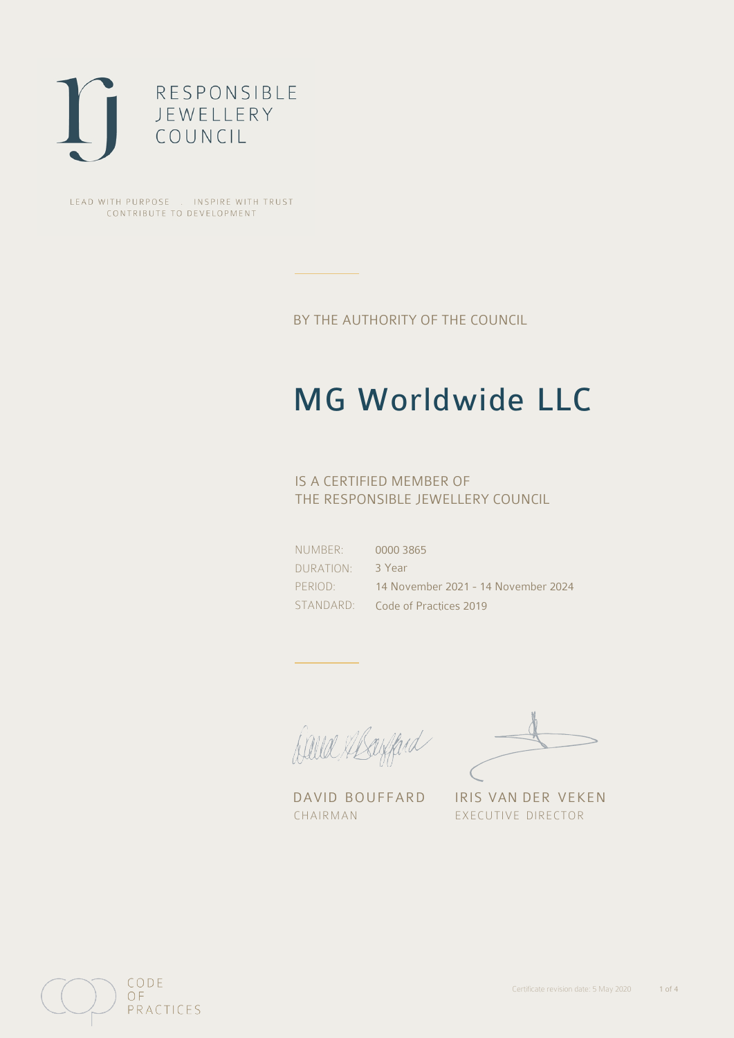RESPONSIBLE
JEWELLERY
COUNCIL

LEAD WITH PURPOSE . INSPIRE WITH TRUST
CONTRIBUTE TO DEVELOPMENT

BY THE AUTHORITY OF THE COUNCIL

# MG Worldwide LLC

IS A CERTIFIED MEMBER OF
THE RESPONSIBLE JEWELLERY COUNCIL

| | |
|---|---|
| NUMBER: | 0000 3865 |
| DURATION: | 3 Year |
| PERIOD: | 14 November 2021 - 14 November 2024 |
| STANDARD: | Code of Practices 2019 |

DAVID BOUFFARD
CHAIRMAN

IRIS VAN DER VEKEN
EXECUTIVE DIRECTOR

CODE
OF
PRACTICES

Certificate revision date: 5 May 2020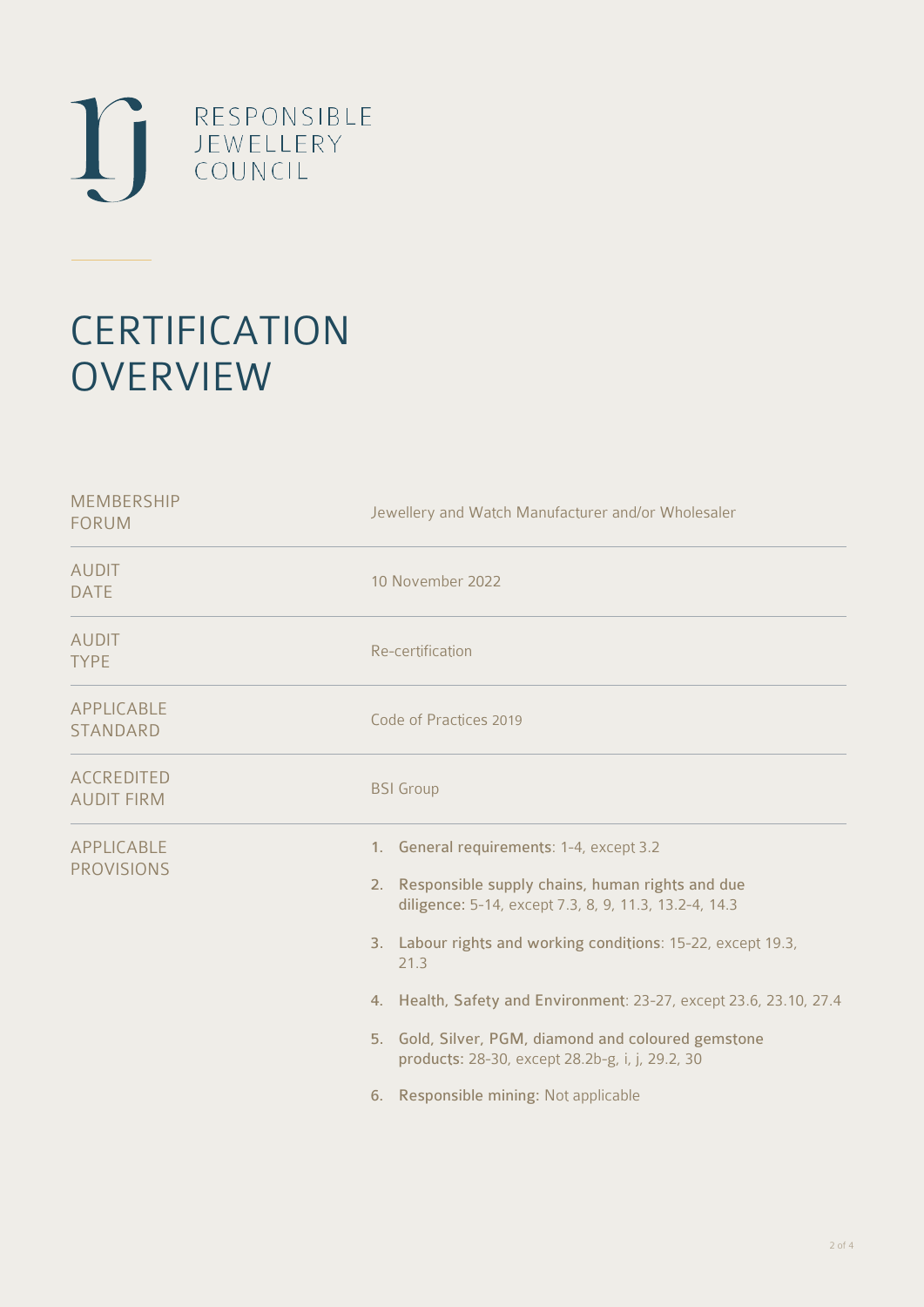RESPONSIBLE
JEWELLERY
COUNCIL

# CERTIFICATION OVERVIEW

| | |
|---|---|
| MEMBERSHIP FORUM | Jewellery and Watch Manufacturer and/or Wholesaler |
| AUDIT DATE | 10 November 2022 |
| AUDIT TYPE | Re-certification |
| APPLICABLE STANDARD | Code of Practices 2019 |
| ACCREDITED AUDIT FIRM | BSI Group |
| APPLICABLE PROVISIONS | 1. **General requirements**: 1-4, except 3.2<br>2. **Responsible supply chains, human rights and due diligence**: 5-14, except 7.3, 8, 9, 11.3, 13.2-4, 14.3<br>3. **Labour rights and working conditions**: 15-22, except 19.3, 21.3<br>4. **Health, Safety and Environment**: 23-27, except 23.6, 23.10, 27.4<br>5. **Gold, Silver, PGM, diamond and coloured gemstone products**: 28-30, except 28.2b-g, i, j, 29.2, 30<br>6. **Responsible mining**: Not applicable |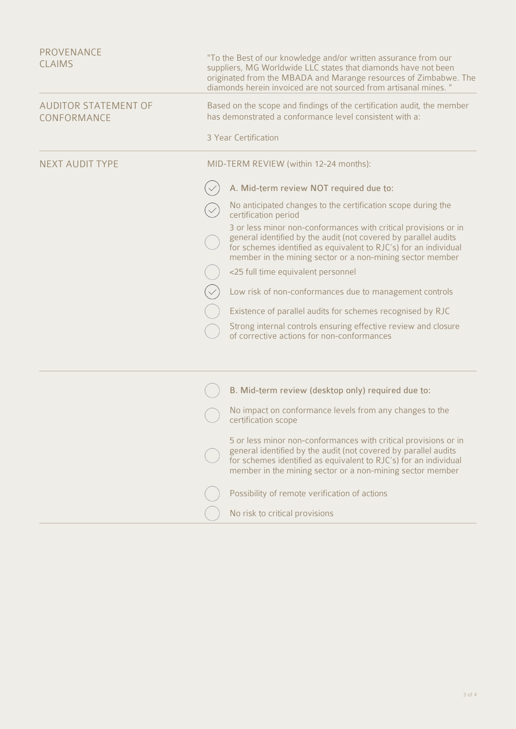| | |
|---|---|
| PROVENANCE CLAIMS | "To the Best of our knowledge and/or written assurance from our suppliers, MG Worldwide LLC states that diamonds have not been originated from the MBADA and Marange resources of Zimbabwe. The diamonds herein invoiced are not sourced from artisanal mines. " |
| AUDITOR STATEMENT OF CONFORMANCE | Based on the scope and findings of the certification audit, the member has demonstrated a conformance level consistent with a:<br><br>3 Year Certification |
| NEXT AUDIT TYPE | MID-TERM REVIEW (within 12-24 months): |

- [x] **A. Mid-term review NOT required due to:**
  - [x] No anticipated changes to the certification scope during the certification period
  - [ ] 3 or less minor non-conformances with critical provisions or in general identified by the audit (not covered by parallel audits for schemes identified as equivalent to RJC's) for an individual member in the mining sector or a non-mining sector member
  - [ ] <25 full time equivalent personnel
  - [x] Low risk of non-conformances due to management controls
  - [ ] Existence of parallel audits for schemes recognised by RJC
  - [ ] Strong internal controls ensuring effective review and closure of corrective actions for non-conformances

---

- [ ] **B. Mid-term review (desktop only) required due to:**
  - [ ] No impact on conformance levels from any changes to the certification scope
  - [ ] 5 or less minor non-conformances with critical provisions or in general identified by the audit (not covered by parallel audits for schemes identified as equivalent to RJC's) for an individual member in the mining sector or a non-mining sector member
  - [ ] Possibility of remote verification of actions
  - [ ] No risk to critical provisions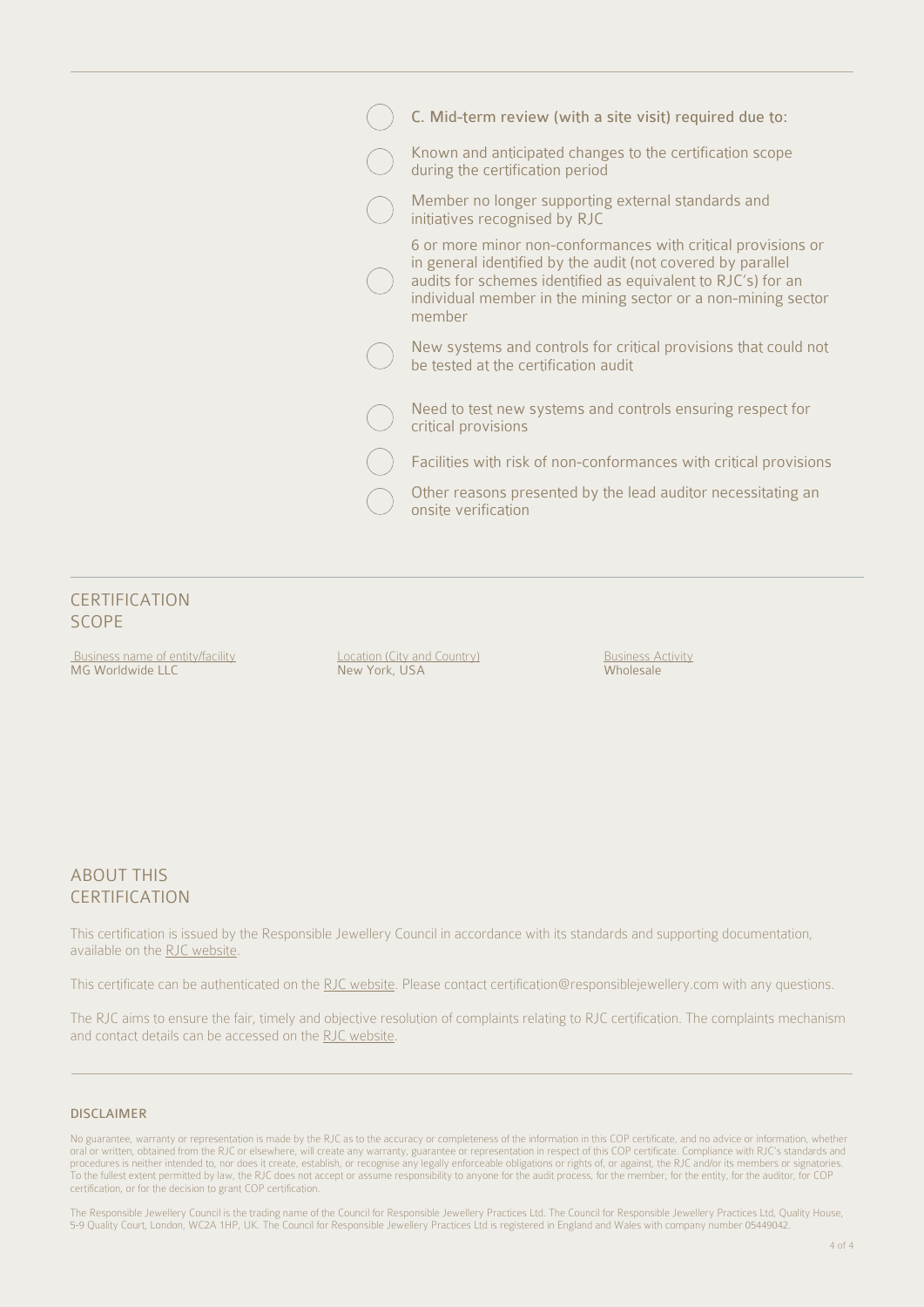- ◯ C. Mid-term review (with a site visit) required due to:
- ◯ Known and anticipated changes to the certification scope during the certification period
- ◯ Member no longer supporting external standards and initiatives recognised by RJC
- ◯ 6 or more minor non-conformances with critical provisions or in general identified by the audit (not covered by parallel audits for schemes identified as equivalent to RJC's) for an individual member in the mining sector or a non-mining sector member
- ◯ New systems and controls for critical provisions that could not be tested at the certification audit
- ◯ Need to test new systems and controls ensuring respect for critical provisions
- ◯ Facilities with risk of non-conformances with critical provisions
- ◯ Other reasons presented by the lead auditor necessitating an onsite verification

## CERTIFICATION SCOPE

| Business name of entity/facility | Location (City and Country) | Business Activity |
|---|---|---|
| MG Worldwide LLC | New York, USA | Wholesale |

## ABOUT THIS CERTIFICATION

This certification is issued by the Responsible Jewellery Council in accordance with its standards and supporting documentation, available on the RJC website.

This certificate can be authenticated on the RJC website. Please contact certification@responsiblejewellery.com with any questions.

The RJC aims to ensure the fair, timely and objective resolution of complaints relating to RJC certification. The complaints mechanism and contact details can be accessed on the RJC website.

### DISCLAIMER

No guarantee, warranty or representation is made by the RJC as to the accuracy or completeness of the information in this COP certificate, and no advice or information, whether oral or written, obtained from the RJC or elsewhere, will create any warranty, guarantee or representation in respect of this COP certificate. Compliance with RJC's standards and procedures is neither intended to, nor does it create, establish, or recognise any legally enforceable obligations or rights of, or against, the RJC and/or its members or signatories. To the fullest extent permitted by law, the RJC does not accept or assume responsibility to anyone for the audit process, for the member, for the entity, for the auditor, for COP certification, or for the decision to grant COP certification.

The Responsible Jewellery Council is the trading name of the Council for Responsible Jewellery Practices Ltd. The Council for Responsible Jewellery Practices Ltd, Quality House, 5-9 Quality Court, London, WC2A 1HP, UK. The Council for Responsible Jewellery Practices Ltd is registered in England and Wales with company number 05449042.